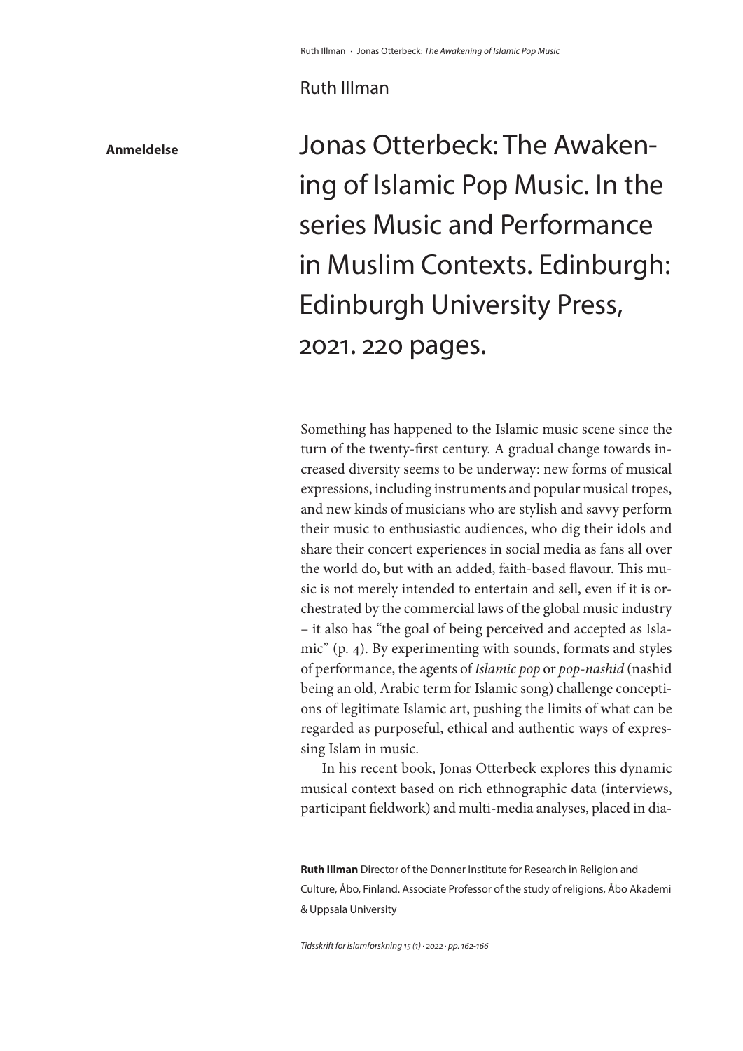Ruth Illman

**Anmeldelse**

# Jonas Otterbeck: The Awakening of Islamic Pop Music. In the series Music and Performance in Muslim Contexts. Edinburgh: Edinburgh University Press, 2021. 220 pages.

Something has happened to the Islamic music scene since the turn of the twenty-first century. A gradual change towards increased diversity seems to be underway: new forms of musical expressions, including instruments and popular musical tropes, and new kinds of musicians who are stylish and savvy perform their music to enthusiastic audiences, who dig their idols and share their concert experiences in social media as fans all over the world do, but with an added, faith-based flavour. This music is not merely intended to entertain and sell, even if it is orchestrated by the commercial laws of the global music industry – it also has "the goal of being perceived and accepted as Islamic" (p. 4). By experimenting with sounds, formats and styles of performance, the agents of *Islamic pop* or *pop-nashid* (nashid being an old, Arabic term for Islamic song) challenge conceptions of legitimate Islamic art, pushing the limits of what can be regarded as purposeful, ethical and authentic ways of expressing Islam in music.

In his recent book, Jonas Otterbeck explores this dynamic musical context based on rich ethnographic data (interviews, participant fieldwork) and multi-media analyses, placed in dia-

**Ruth Illman** Director of the Donner Institute for Research in Religion and Culture, Åbo, Finland. Associate Professor of the study of religions, Åbo Akademi & Uppsala University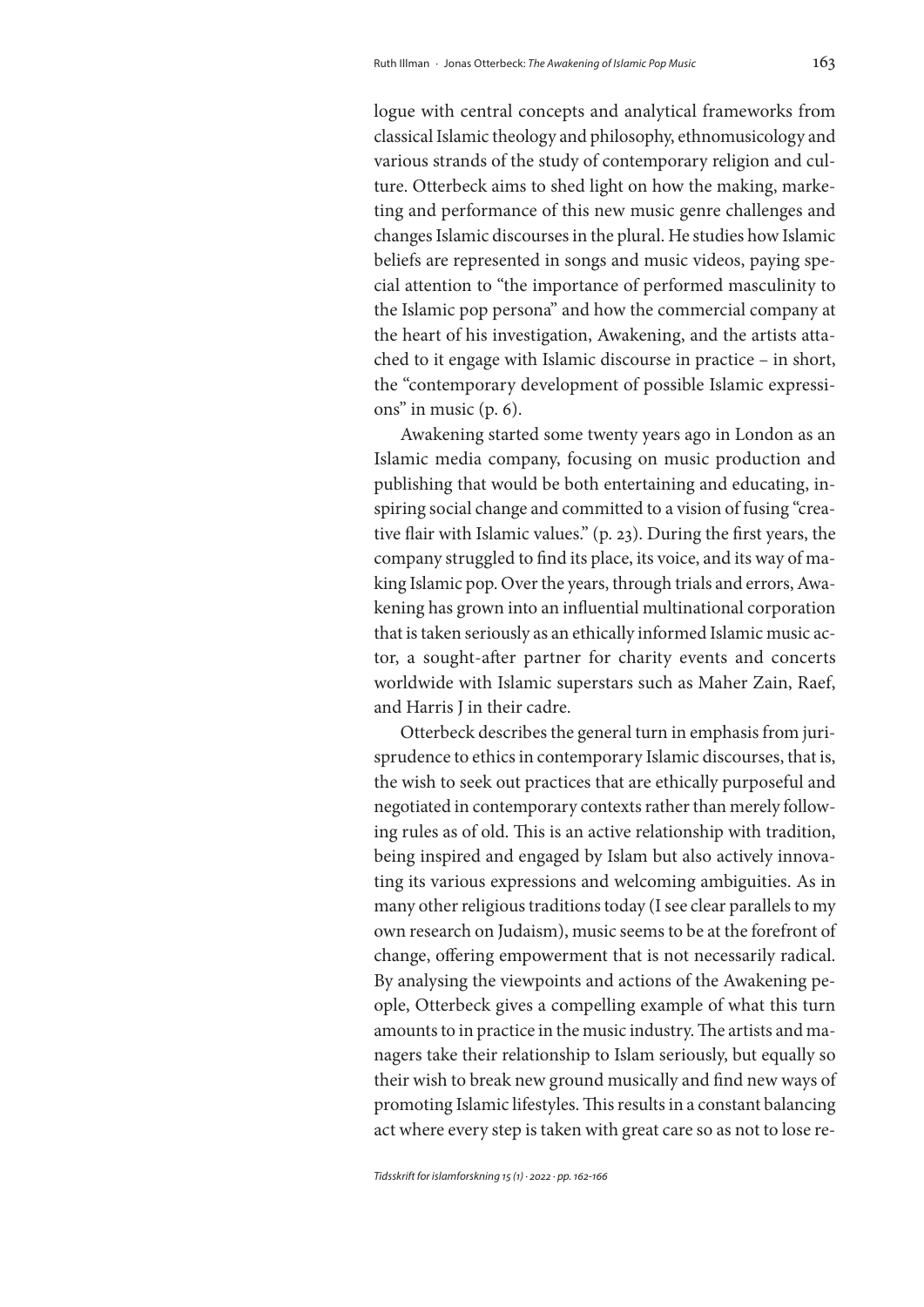logue with central concepts and analytical frameworks from classical Islamic theology and philosophy, ethnomusicology and various strands of the study of contemporary religion and culture. Otterbeck aims to shed light on how the making, marketing and performance of this new music genre challenges and changes Islamic discourses in the plural. He studies how Islamic beliefs are represented in songs and music videos, paying special attention to "the importance of performed masculinity to the Islamic pop persona" and how the commercial company at the heart of his investigation, Awakening, and the artists attached to it engage with Islamic discourse in practice – in short, the "contemporary development of possible Islamic expressions" in music (p. 6).

Awakening started some twenty years ago in London as an Islamic media company, focusing on music production and publishing that would be both entertaining and educating, inspiring social change and committed to a vision of fusing "creative flair with Islamic values." (p. 23). During the first years, the company struggled to find its place, its voice, and its way of making Islamic pop. Over the years, through trials and errors, Awakening has grown into an influential multinational corporation that is taken seriously as an ethically informed Islamic music actor, a sought-after partner for charity events and concerts worldwide with Islamic superstars such as Maher Zain, Raef, and Harris J in their cadre.

Otterbeck describes the general turn in emphasis from jurisprudence to ethics in contemporary Islamic discourses, that is, the wish to seek out practices that are ethically purposeful and negotiated in contemporary contexts rather than merely following rules as of old. This is an active relationship with tradition, being inspired and engaged by Islam but also actively innovating its various expressions and welcoming ambiguities. As in many other religious traditions today (I see clear parallels to my own research on Judaism), music seems to be at the forefront of change, offering empowerment that is not necessarily radical. By analysing the viewpoints and actions of the Awakening people, Otterbeck gives a compelling example of what this turn amounts to in practice in the music industry. The artists and managers take their relationship to Islam seriously, but equally so their wish to break new ground musically and find new ways of promoting Islamic lifestyles. This results in a constant balancing act where every step is taken with great care so as not to lose re-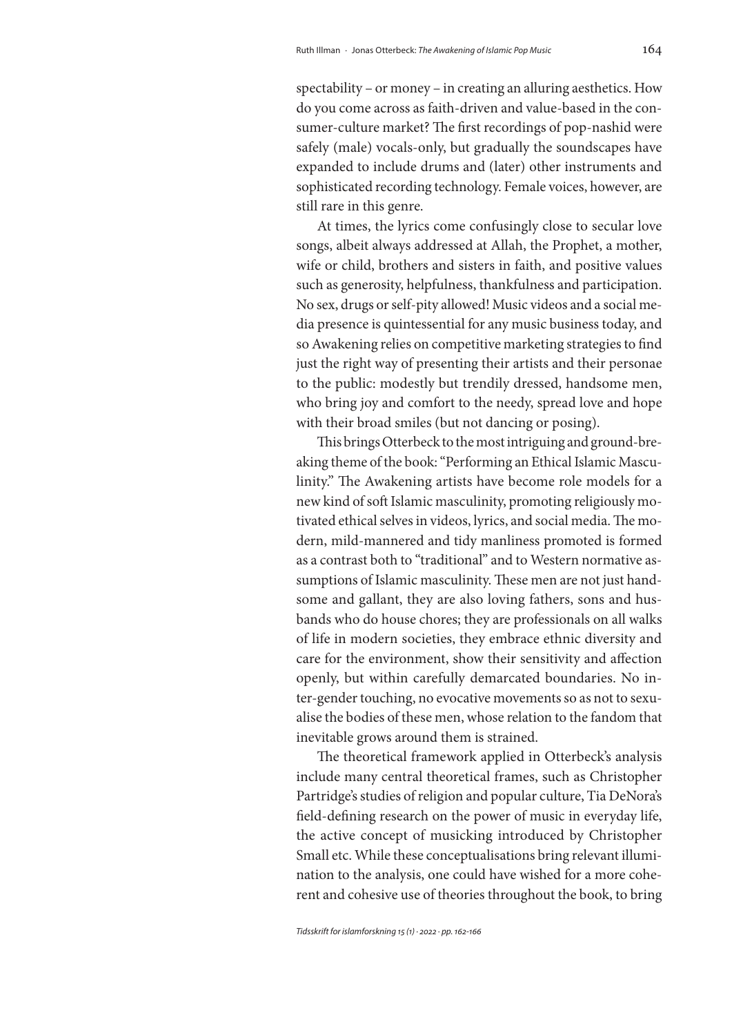spectability – or money – in creating an alluring aesthetics. How do you come across as faith-driven and value-based in the consumer-culture market? The first recordings of pop-nashid were safely (male) vocals-only, but gradually the soundscapes have expanded to include drums and (later) other instruments and sophisticated recording technology. Female voices, however, are still rare in this genre.

At times, the lyrics come confusingly close to secular love songs, albeit always addressed at Allah, the Prophet, a mother, wife or child, brothers and sisters in faith, and positive values such as generosity, helpfulness, thankfulness and participation. No sex, drugs or self-pity allowed! Music videos and a social media presence is quintessential for any music business today, and so Awakening relies on competitive marketing strategies to find just the right way of presenting their artists and their personae to the public: modestly but trendily dressed, handsome men, who bring joy and comfort to the needy, spread love and hope with their broad smiles (but not dancing or posing).

This brings Otterbeck to the most intriguing and ground-breaking theme of the book: "Performing an Ethical Islamic Masculinity." The Awakening artists have become role models for a new kind of soft Islamic masculinity, promoting religiously motivated ethical selves in videos, lyrics, and social media. The modern, mild-mannered and tidy manliness promoted is formed as a contrast both to "traditional" and to Western normative assumptions of Islamic masculinity. These men are not just handsome and gallant, they are also loving fathers, sons and husbands who do house chores; they are professionals on all walks of life in modern societies, they embrace ethnic diversity and care for the environment, show their sensitivity and affection openly, but within carefully demarcated boundaries. No inter-gender touching, no evocative movements so as not to sexualise the bodies of these men, whose relation to the fandom that inevitable grows around them is strained.

The theoretical framework applied in Otterbeck's analysis include many central theoretical frames, such as Christopher Partridge's studies of religion and popular culture, Tia DeNora's field-defining research on the power of music in everyday life, the active concept of musicking introduced by Christopher Small etc. While these conceptualisations bring relevant illumination to the analysis, one could have wished for a more coherent and cohesive use of theories throughout the book, to bring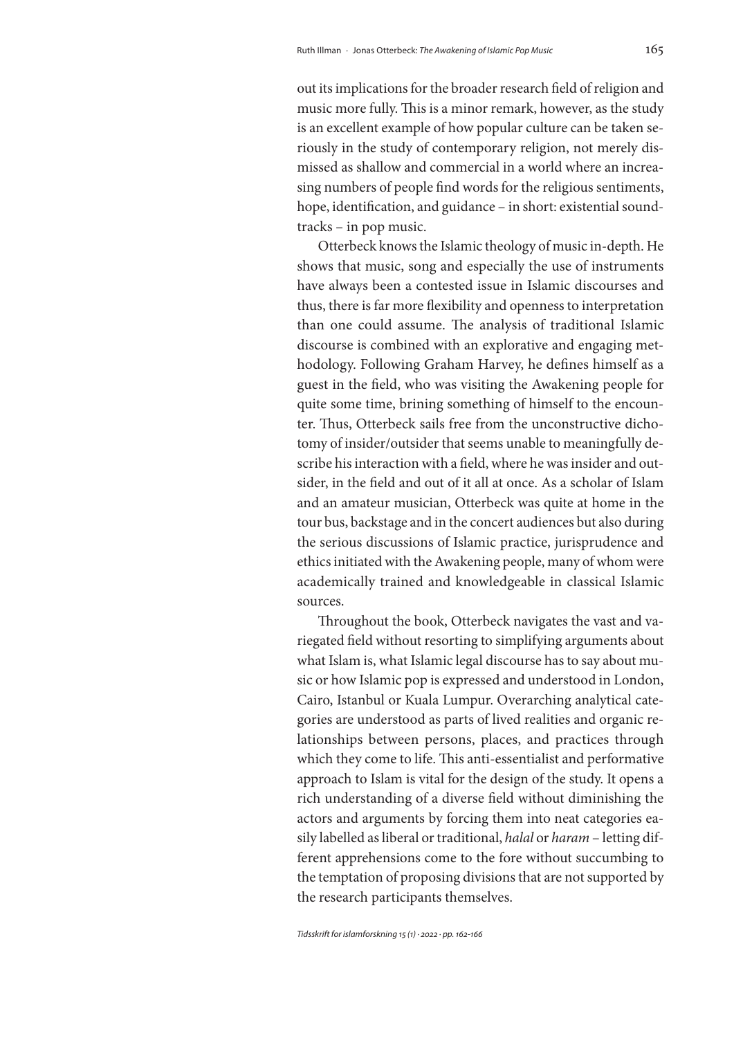out its implications for the broader research field of religion and music more fully. This is a minor remark, however, as the study is an excellent example of how popular culture can be taken seriously in the study of contemporary religion, not merely dismissed as shallow and commercial in a world where an increasing numbers of people find words for the religious sentiments, hope, identification, and guidance – in short: existential soundtracks – in pop music.

Otterbeck knows the Islamic theology of music in-depth. He shows that music, song and especially the use of instruments have always been a contested issue in Islamic discourses and thus, there is far more flexibility and openness to interpretation than one could assume. The analysis of traditional Islamic discourse is combined with an explorative and engaging methodology. Following Graham Harvey, he defines himself as a guest in the field, who was visiting the Awakening people for quite some time, brining something of himself to the encounter. Thus, Otterbeck sails free from the unconstructive dichotomy of insider/outsider that seems unable to meaningfully describe his interaction with a field, where he was insider and outsider, in the field and out of it all at once. As a scholar of Islam and an amateur musician, Otterbeck was quite at home in the tour bus, backstage and in the concert audiences but also during the serious discussions of Islamic practice, jurisprudence and ethics initiated with the Awakening people, many of whom were academically trained and knowledgeable in classical Islamic sources.

Throughout the book, Otterbeck navigates the vast and variegated field without resorting to simplifying arguments about what Islam is, what Islamic legal discourse has to say about music or how Islamic pop is expressed and understood in London, Cairo, Istanbul or Kuala Lumpur. Overarching analytical categories are understood as parts of lived realities and organic relationships between persons, places, and practices through which they come to life. This anti-essentialist and performative approach to Islam is vital for the design of the study. It opens a rich understanding of a diverse field without diminishing the actors and arguments by forcing them into neat categories easily labelled as liberal or traditional, *halal* or *haram* – letting different apprehensions come to the fore without succumbing to the temptation of proposing divisions that are not supported by the research participants themselves.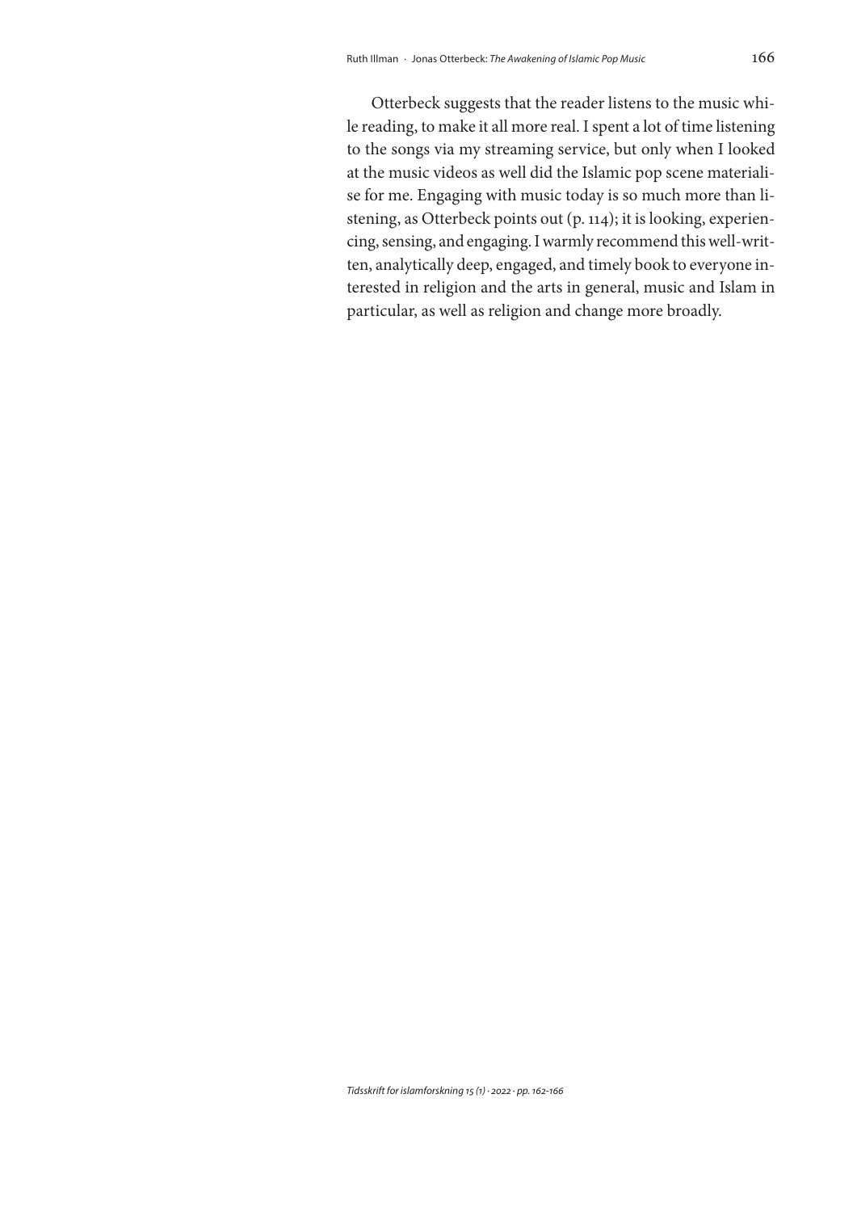Otterbeck suggests that the reader listens to the music while reading, to make it all more real. I spent a lot of time listening to the songs via my streaming service, but only when I looked at the music videos as well did the Islamic pop scene materialise for me. Engaging with music today is so much more than listening, as Otterbeck points out (p. 114); it is looking, experiencing, sensing, and engaging. I warmly recommend this well-written, analytically deep, engaged, and timely book to everyone interested in religion and the arts in general, music and Islam in particular, as well as religion and change more broadly.